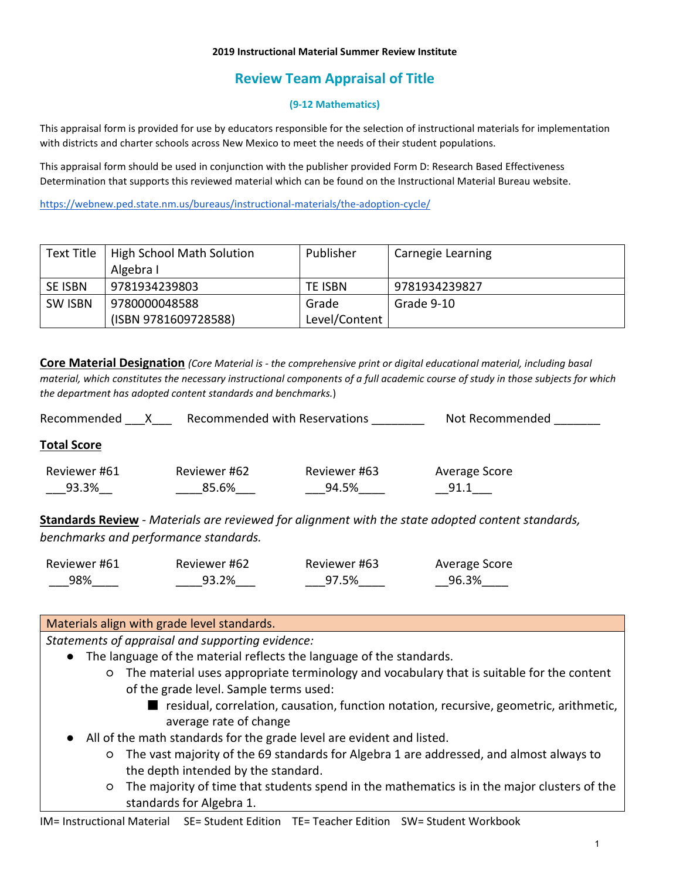**2019 Instructional Material Summer Review Institute**

# Review Team Appraisal of Title

### (9-12 Mathematics)

This appraisal form is provided for use by educators responsible for the selection of instructional materials for implementation with districts and charter schools across New Mexico to meet the needs of their student populations.

This appraisal form should be used in conjunction with the publisher provided Form D: Research Based Effectiveness Determination that supports this reviewed material which can be found on the Instructional Material Bureau website.

https://webnew.ped.state.nm.us/bureaus/instructional-materials/the-adoption-cycle/

| Text Title | High School Math Solution Algebra I | Publisher | Carnegie Learning |
|---|---|---|---|
| SE ISBN | 9781934239803 | TE ISBN | 9781934239827 |
| SW ISBN | 9780000048588 (ISBN 9781609728588) | Grade Level/Content | Grade 9-10 |

**Core Material Designation** *(Core Material is - the comprehensive print or digital educational material, including basal material, which constitutes the necessary instructional components of a full academic course of study in those subjects for which the department has adopted content standards and benchmarks.)*

Recommended ___X___ Recommended with Reservations ________ Not Recommended _______

**Total Score**

| Reviewer #61 | Reviewer #62 | Reviewer #63 | Average Score |
|---|---|---|---|
| 93.3% | 85.6% | 94.5% | 91.1 |

**Standards Review** - *Materials are reviewed for alignment with the state adopted content standards, benchmarks and performance standards.*

| Reviewer #61 | Reviewer #62 | Reviewer #63 | Average Score |
|---|---|---|---|
| 98% | 93.2% | 97.5% | 96.3% |

| Materials align with grade level standards. |
|---|
| *Statements of appraisal and supporting evidence:* |

- The language of the material reflects the language of the standards.
  - The material uses appropriate terminology and vocabulary that is suitable for the content of the grade level. Sample terms used:
    - residual, correlation, causation, function notation, recursive, geometric, arithmetic, average rate of change
- All of the math standards for the grade level are evident and listed.
  - The vast majority of the 69 standards for Algebra 1 are addressed, and almost always to the depth intended by the standard.
  - The majority of time that students spend in the mathematics is in the major clusters of the standards for Algebra 1.

IM= Instructional Material SE= Student Edition TE= Teacher Edition SW= Student Workbook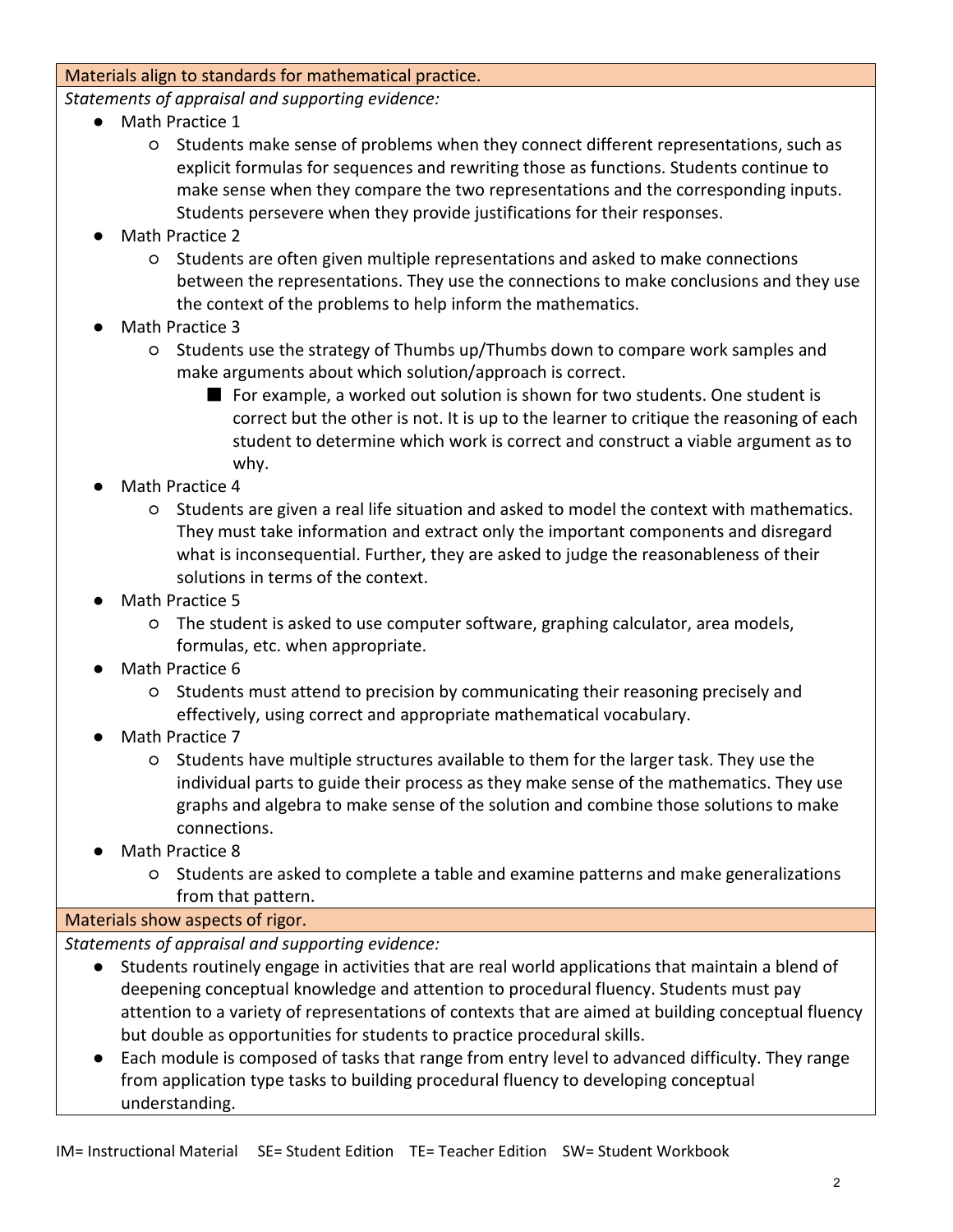**Materials align to standards for mathematical practice.**

*Statements of appraisal and supporting evidence:*

- Math Practice 1
  - Students make sense of problems when they connect different representations, such as explicit formulas for sequences and rewriting those as functions. Students continue to make sense when they compare the two representations and the corresponding inputs. Students persevere when they provide justifications for their responses.
- Math Practice 2
  - Students are often given multiple representations and asked to make connections between the representations. They use the connections to make conclusions and they use the context of the problems to help inform the mathematics.
- Math Practice 3
  - Students use the strategy of Thumbs up/Thumbs down to compare work samples and make arguments about which solution/approach is correct.
    - For example, a worked out solution is shown for two students. One student is correct but the other is not. It is up to the learner to critique the reasoning of each student to determine which work is correct and construct a viable argument as to why.
- Math Practice 4
  - Students are given a real life situation and asked to model the context with mathematics. They must take information and extract only the important components and disregard what is inconsequential. Further, they are asked to judge the reasonableness of their solutions in terms of the context.
- Math Practice 5
  - The student is asked to use computer software, graphing calculator, area models, formulas, etc. when appropriate.
- Math Practice 6
  - Students must attend to precision by communicating their reasoning precisely and effectively, using correct and appropriate mathematical vocabulary.
- Math Practice 7
  - Students have multiple structures available to them for the larger task. They use the individual parts to guide their process as they make sense of the mathematics. They use graphs and algebra to make sense of the solution and combine those solutions to make connections.
- Math Practice 8
  - Students are asked to complete a table and examine patterns and make generalizations from that pattern.

**Materials show aspects of rigor.**

*Statements of appraisal and supporting evidence:*

- Students routinely engage in activities that are real world applications that maintain a blend of deepening conceptual knowledge and attention to procedural fluency. Students must pay attention to a variety of representations of contexts that are aimed at building conceptual fluency but double as opportunities for students to practice procedural skills.
- Each module is composed of tasks that range from entry level to advanced difficulty. They range from application type tasks to building procedural fluency to developing conceptual understanding.

IM= Instructional Material SE= Student Edition TE= Teacher Edition SW= Student Workbook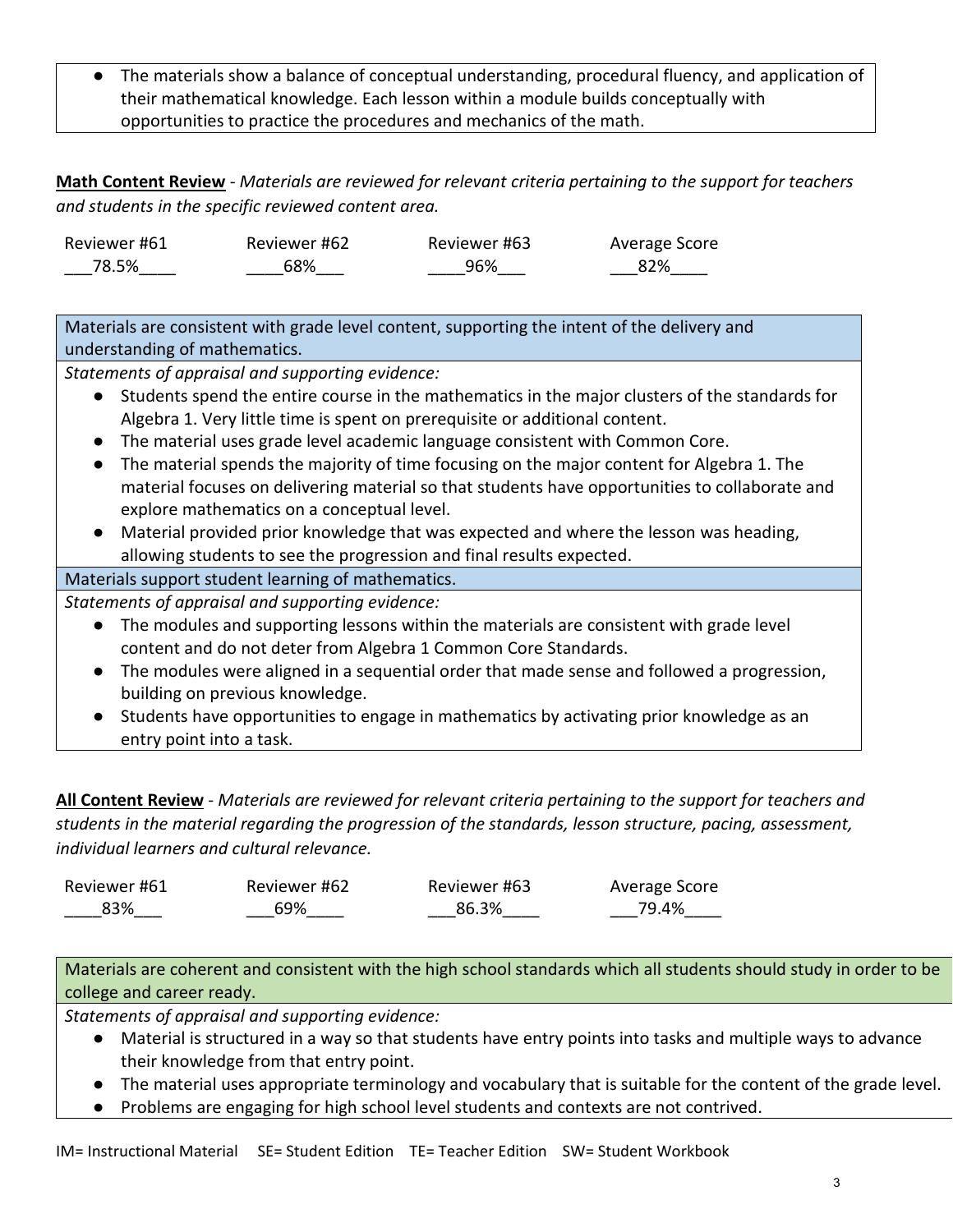- The materials show a balance of conceptual understanding, procedural fluency, and application of their mathematical knowledge. Each lesson within a module builds conceptually with opportunities to practice the procedures and mechanics of the math.

**Math Content Review** - *Materials are reviewed for relevant criteria pertaining to the support for teachers and students in the specific reviewed content area.*

| Reviewer #61 | Reviewer #62 | Reviewer #63 | Average Score |
|---|---|---|---|
| 78.5% | 68% | 96% | 82% |

**Materials are consistent with grade level content, supporting the intent of the delivery and understanding of mathematics.**

*Statements of appraisal and supporting evidence:*

- Students spend the entire course in the mathematics in the major clusters of the standards for Algebra 1. Very little time is spent on prerequisite or additional content.
- The material uses grade level academic language consistent with Common Core.
- The material spends the majority of time focusing on the major content for Algebra 1. The material focuses on delivering material so that students have opportunities to collaborate and explore mathematics on a conceptual level.
- Material provided prior knowledge that was expected and where the lesson was heading, allowing students to see the progression and final results expected.

**Materials support student learning of mathematics.**

*Statements of appraisal and supporting evidence:*

- The modules and supporting lessons within the materials are consistent with grade level content and do not deter from Algebra 1 Common Core Standards.
- The modules were aligned in a sequential order that made sense and followed a progression, building on previous knowledge.
- Students have opportunities to engage in mathematics by activating prior knowledge as an entry point into a task.

**All Content Review** - *Materials are reviewed for relevant criteria pertaining to the support for teachers and students in the material regarding the progression of the standards, lesson structure, pacing, assessment, individual learners and cultural relevance.*

| Reviewer #61 | Reviewer #62 | Reviewer #63 | Average Score |
|---|---|---|---|
| 83% | 69% | 86.3% | 79.4% |

**Materials are coherent and consistent with the high school standards which all students should study in order to be college and career ready.**

*Statements of appraisal and supporting evidence:*

- Material is structured in a way so that students have entry points into tasks and multiple ways to advance their knowledge from that entry point.
- The material uses appropriate terminology and vocabulary that is suitable for the content of the grade level.
- Problems are engaging for high school level students and contexts are not contrived.

IM= Instructional Material SE= Student Edition TE= Teacher Edition SW= Student Workbook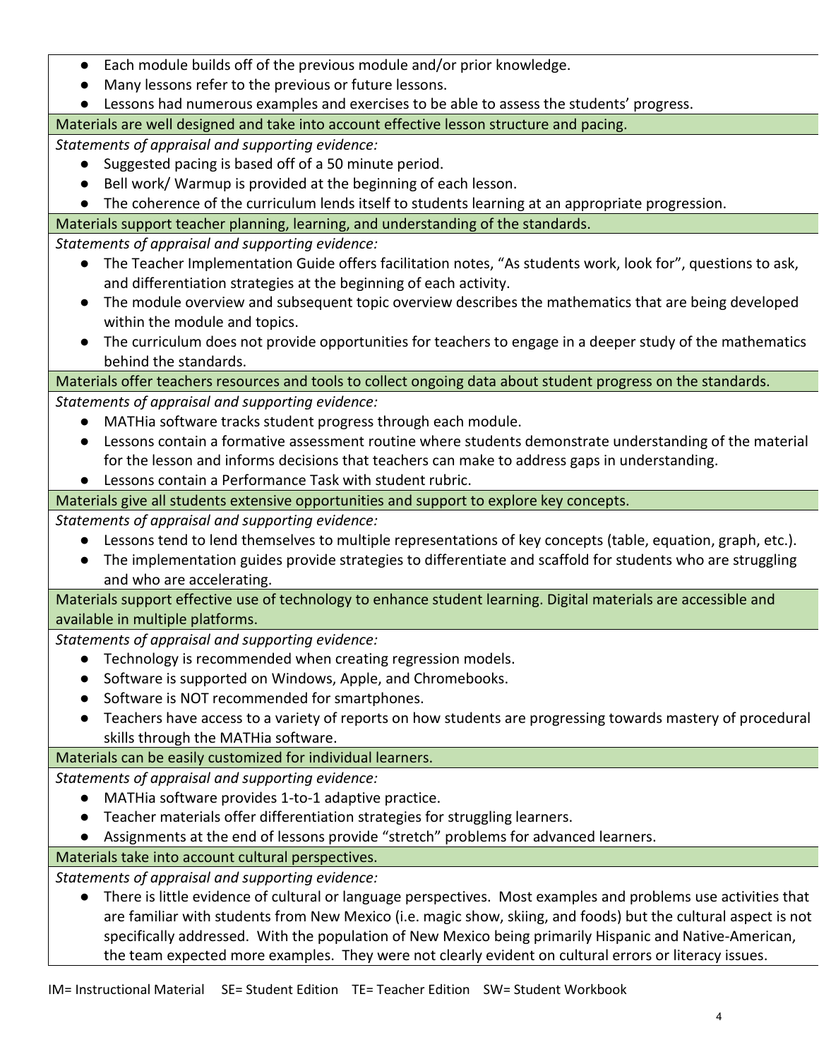- Each module builds off of the previous module and/or prior knowledge.
- Many lessons refer to the previous or future lessons.
- Lessons had numerous examples and exercises to be able to assess the students' progress.

**Materials are well designed and take into account effective lesson structure and pacing.**

*Statements of appraisal and supporting evidence:*

- Suggested pacing is based off of a 50 minute period.
- Bell work/ Warmup is provided at the beginning of each lesson.
- The coherence of the curriculum lends itself to students learning at an appropriate progression.

**Materials support teacher planning, learning, and understanding of the standards.**

*Statements of appraisal and supporting evidence:*

- The Teacher Implementation Guide offers facilitation notes, "As students work, look for", questions to ask, and differentiation strategies at the beginning of each activity.
- The module overview and subsequent topic overview describes the mathematics that are being developed within the module and topics.
- The curriculum does not provide opportunities for teachers to engage in a deeper study of the mathematics behind the standards.

**Materials offer teachers resources and tools to collect ongoing data about student progress on the standards.**

*Statements of appraisal and supporting evidence:*

- MATHia software tracks student progress through each module.
- Lessons contain a formative assessment routine where students demonstrate understanding of the material for the lesson and informs decisions that teachers can make to address gaps in understanding.
- Lessons contain a Performance Task with student rubric.

**Materials give all students extensive opportunities and support to explore key concepts.**

*Statements of appraisal and supporting evidence:*

- Lessons tend to lend themselves to multiple representations of key concepts (table, equation, graph, etc.).
- The implementation guides provide strategies to differentiate and scaffold for students who are struggling and who are accelerating.

**Materials support effective use of technology to enhance student learning. Digital materials are accessible and available in multiple platforms.**

*Statements of appraisal and supporting evidence:*

- Technology is recommended when creating regression models.
- Software is supported on Windows, Apple, and Chromebooks.
- Software is NOT recommended for smartphones.
- Teachers have access to a variety of reports on how students are progressing towards mastery of procedural skills through the MATHia software.

**Materials can be easily customized for individual learners.**

*Statements of appraisal and supporting evidence:*

- MATHia software provides 1-to-1 adaptive practice.
- Teacher materials offer differentiation strategies for struggling learners.
- Assignments at the end of lessons provide "stretch" problems for advanced learners.

**Materials take into account cultural perspectives.**

*Statements of appraisal and supporting evidence:*

- There is little evidence of cultural or language perspectives. Most examples and problems use activities that are familiar with students from New Mexico (i.e. magic show, skiing, and foods) but the cultural aspect is not specifically addressed. With the population of New Mexico being primarily Hispanic and Native-American, the team expected more examples. They were not clearly evident on cultural errors or literacy issues.

IM= Instructional Material  SE= Student Edition  TE= Teacher Edition  SW= Student Workbook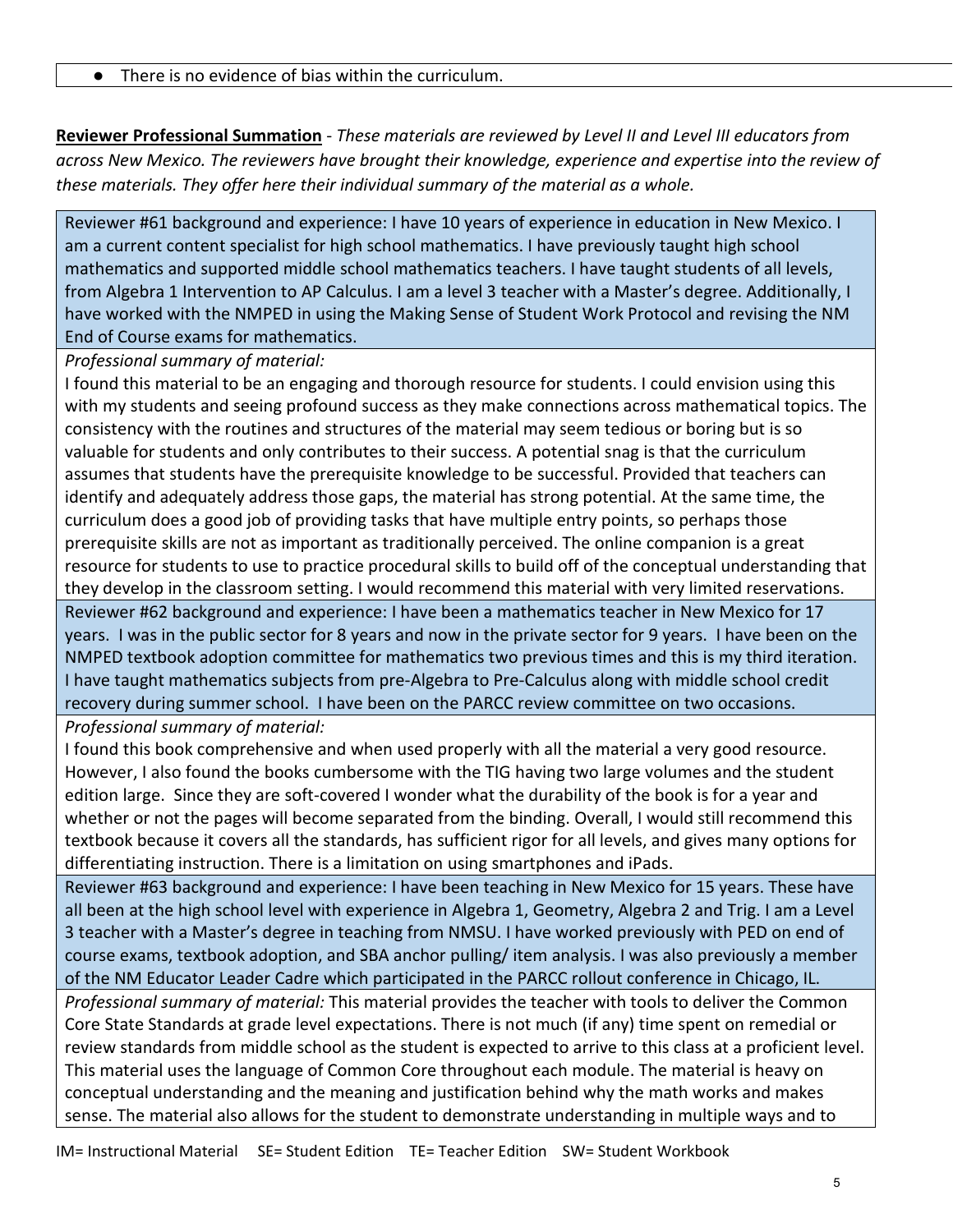- There is no evidence of bias within the curriculum.

**Reviewer Professional Summation** - *These materials are reviewed by Level II and Level III educators from across New Mexico. The reviewers have brought their knowledge, experience and expertise into the review of these materials. They offer here their individual summary of the material as a whole.*

Reviewer #61 background and experience: I have 10 years of experience in education in New Mexico. I am a current content specialist for high school mathematics. I have previously taught high school mathematics and supported middle school mathematics teachers. I have taught students of all levels, from Algebra 1 Intervention to AP Calculus. I am a level 3 teacher with a Master's degree. Additionally, I have worked with the NMPED in using the Making Sense of Student Work Protocol and revising the NM End of Course exams for mathematics.

*Professional summary of material:*

I found this material to be an engaging and thorough resource for students. I could envision using this with my students and seeing profound success as they make connections across mathematical topics. The consistency with the routines and structures of the material may seem tedious or boring but is so valuable for students and only contributes to their success. A potential snag is that the curriculum assumes that students have the prerequisite knowledge to be successful. Provided that teachers can identify and adequately address those gaps, the material has strong potential. At the same time, the curriculum does a good job of providing tasks that have multiple entry points, so perhaps those prerequisite skills are not as important as traditionally perceived. The online companion is a great resource for students to use to practice procedural skills to build off of the conceptual understanding that they develop in the classroom setting. I would recommend this material with very limited reservations.

Reviewer #62 background and experience: I have been a mathematics teacher in New Mexico for 17 years. I was in the public sector for 8 years and now in the private sector for 9 years. I have been on the NMPED textbook adoption committee for mathematics two previous times and this is my third iteration. I have taught mathematics subjects from pre-Algebra to Pre-Calculus along with middle school credit recovery during summer school. I have been on the PARCC review committee on two occasions.

*Professional summary of material:*

I found this book comprehensive and when used properly with all the material a very good resource. However, I also found the books cumbersome with the TIG having two large volumes and the student edition large. Since they are soft-covered I wonder what the durability of the book is for a year and whether or not the pages will become separated from the binding. Overall, I would still recommend this textbook because it covers all the standards, has sufficient rigor for all levels, and gives many options for differentiating instruction. There is a limitation on using smartphones and iPads.

Reviewer #63 background and experience: I have been teaching in New Mexico for 15 years. These have all been at the high school level with experience in Algebra 1, Geometry, Algebra 2 and Trig. I am a Level 3 teacher with a Master's degree in teaching from NMSU. I have worked previously with PED on end of course exams, textbook adoption, and SBA anchor pulling/ item analysis. I was also previously a member of the NM Educator Leader Cadre which participated in the PARCC rollout conference in Chicago, IL.

*Professional summary of material:* This material provides the teacher with tools to deliver the Common Core State Standards at grade level expectations. There is not much (if any) time spent on remedial or review standards from middle school as the student is expected to arrive to this class at a proficient level. This material uses the language of Common Core throughout each module. The material is heavy on conceptual understanding and the meaning and justification behind why the math works and makes sense. The material also allows for the student to demonstrate understanding in multiple ways and to

IM= Instructional Material SE= Student Edition TE= Teacher Edition SW= Student Workbook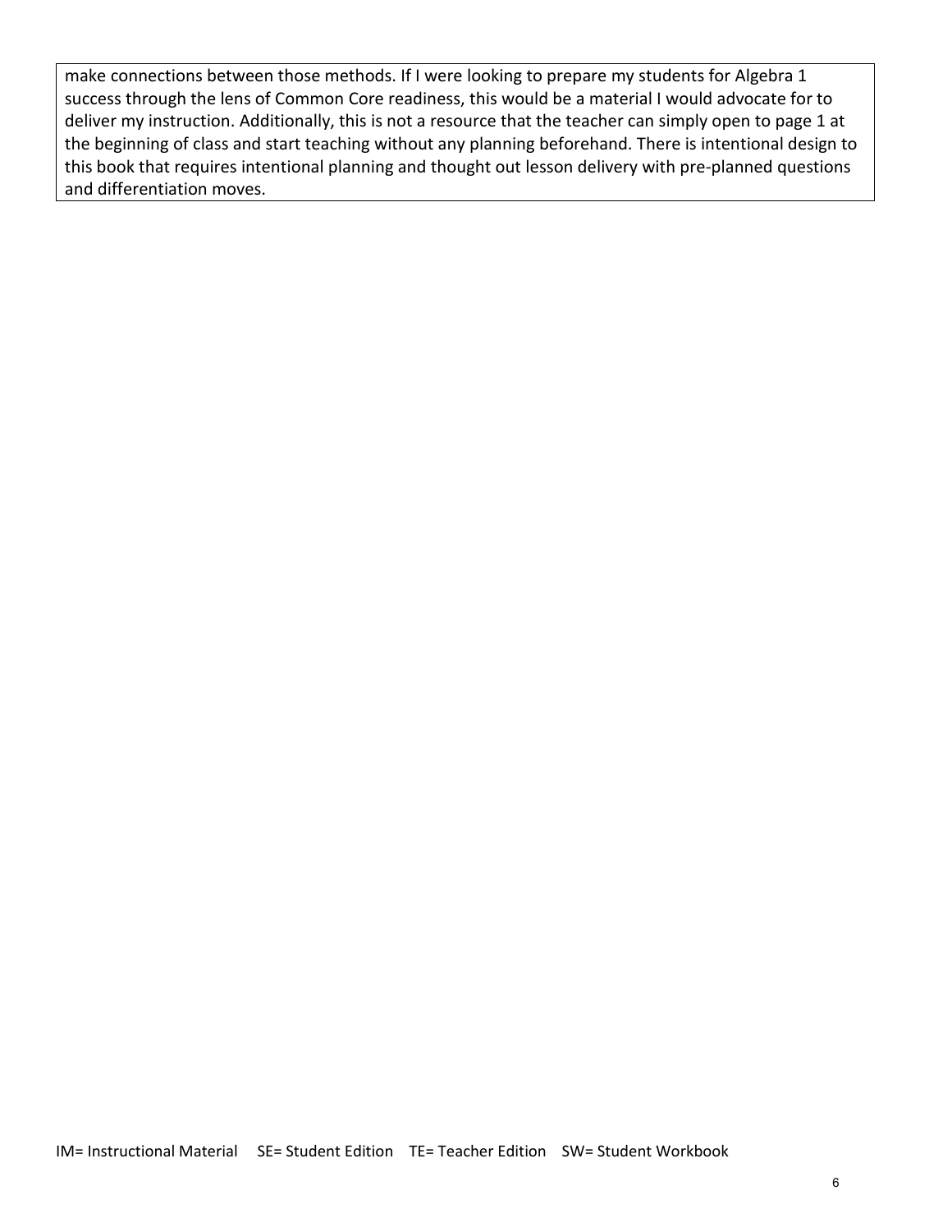make connections between those methods. If I were looking to prepare my students for Algebra 1 success through the lens of Common Core readiness, this would be a material I would advocate for to deliver my instruction. Additionally, this is not a resource that the teacher can simply open to page 1 at the beginning of class and start teaching without any planning beforehand. There is intentional design to this book that requires intentional planning and thought out lesson delivery with pre-planned questions and differentiation moves.

IM= Instructional Material SE= Student Edition TE= Teacher Edition SW= Student Workbook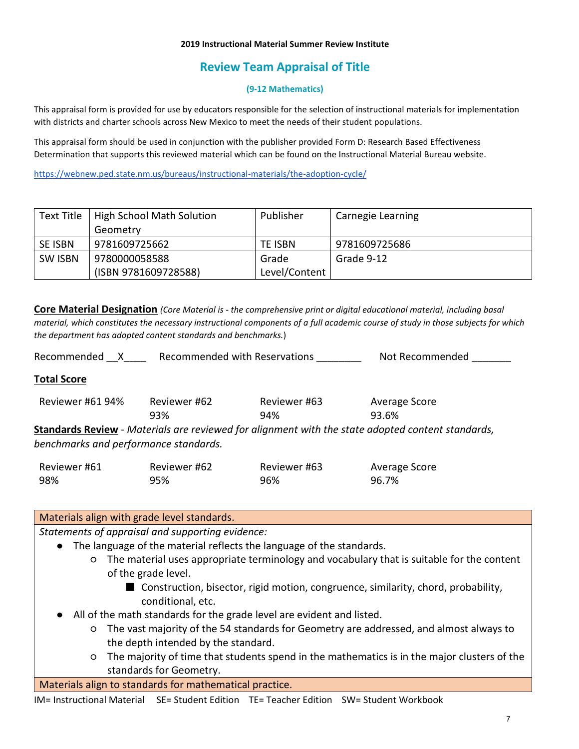**2019 Instructional Material Summer Review Institute**

## Review Team Appraisal of Title

### (9-12 Mathematics)

This appraisal form is provided for use by educators responsible for the selection of instructional materials for implementation with districts and charter schools across New Mexico to meet the needs of their student populations.

This appraisal form should be used in conjunction with the publisher provided Form D: Research Based Effectiveness Determination that supports this reviewed material which can be found on the Instructional Material Bureau website.

https://webnew.ped.state.nm.us/bureaus/instructional-materials/the-adoption-cycle/

| Text Title | High School Math Solution Geometry | Publisher | Carnegie Learning |
|---|---|---|---|
| SE ISBN | 9781609725662 | TE ISBN | 9781609725686 |
| SW ISBN | 9780000058588 (ISBN 9781609728588) | Grade Level/Content | Grade 9-12 |

**Core Material Designation** *(Core Material is - the comprehensive print or digital educational material, including basal material, which constitutes the necessary instructional components of a full academic course of study in those subjects for which the department has adopted content standards and benchmarks.*)

Recommended __X____ Recommended with Reservations ________ Not Recommended _______

**Total Score**

| Reviewer #61 94% | Reviewer #62 93% | Reviewer #63 94% | Average Score 93.6% |
|---|---|---|---|

**Standards Review** - *Materials are reviewed for alignment with the state adopted content standards, benchmarks and performance standards.*

| Reviewer #61 98% | Reviewer #62 95% | Reviewer #63 96% | Average Score 96.7% |
|---|---|---|---|

| Materials align with grade level standards. |
|---|
| *Statements of appraisal and supporting evidence:*<br>● The language of the material reflects the language of the standards.<br>○ The material uses appropriate terminology and vocabulary that is suitable for the content of the grade level.<br>■ Construction, bisector, rigid motion, congruence, similarity, chord, probability, conditional, etc.<br>● All of the math standards for the grade level are evident and listed.<br>○ The vast majority of the 54 standards for Geometry are addressed, and almost always to the depth intended by the standard.<br>○ The majority of time that students spend in the mathematics is in the major clusters of the standards for Geometry. |
| Materials align to standards for mathematical practice. |

IM= Instructional Material SE= Student Edition TE= Teacher Edition SW= Student Workbook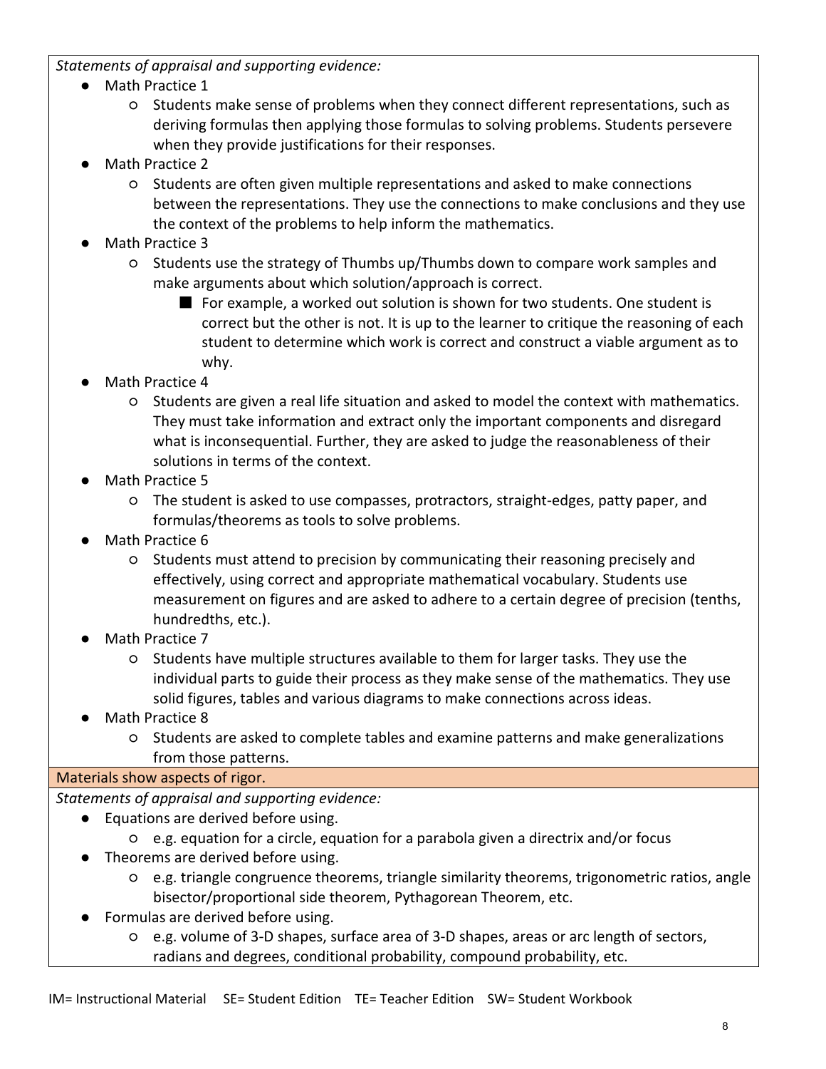*Statements of appraisal and supporting evidence:*

- Math Practice 1
  - Students make sense of problems when they connect different representations, such as deriving formulas then applying those formulas to solving problems. Students persevere when they provide justifications for their responses.
- Math Practice 2
  - Students are often given multiple representations and asked to make connections between the representations. They use the connections to make conclusions and they use the context of the problems to help inform the mathematics.
- Math Practice 3
  - Students use the strategy of Thumbs up/Thumbs down to compare work samples and make arguments about which solution/approach is correct.
    - For example, a worked out solution is shown for two students. One student is correct but the other is not. It is up to the learner to critique the reasoning of each student to determine which work is correct and construct a viable argument as to why.
- Math Practice 4
  - Students are given a real life situation and asked to model the context with mathematics. They must take information and extract only the important components and disregard what is inconsequential. Further, they are asked to judge the reasonableness of their solutions in terms of the context.
- Math Practice 5
  - The student is asked to use compasses, protractors, straight-edges, patty paper, and formulas/theorems as tools to solve problems.
- Math Practice 6
  - Students must attend to precision by communicating their reasoning precisely and effectively, using correct and appropriate mathematical vocabulary. Students use measurement on figures and are asked to adhere to a certain degree of precision (tenths, hundredths, etc.).
- Math Practice 7
  - Students have multiple structures available to them for larger tasks. They use the individual parts to guide their process as they make sense of the mathematics. They use solid figures, tables and various diagrams to make connections across ideas.
- Math Practice 8
  - Students are asked to complete tables and examine patterns and make generalizations from those patterns.

**Materials show aspects of rigor.**

*Statements of appraisal and supporting evidence:*

- Equations are derived before using.
  - e.g. equation for a circle, equation for a parabola given a directrix and/or focus
- Theorems are derived before using.
  - e.g. triangle congruence theorems, triangle similarity theorems, trigonometric ratios, angle bisector/proportional side theorem, Pythagorean Theorem, etc.
- Formulas are derived before using.
  - e.g. volume of 3-D shapes, surface area of 3-D shapes, areas or arc length of sectors, radians and degrees, conditional probability, compound probability, etc.

IM= Instructional Material  SE= Student Edition  TE= Teacher Edition  SW= Student Workbook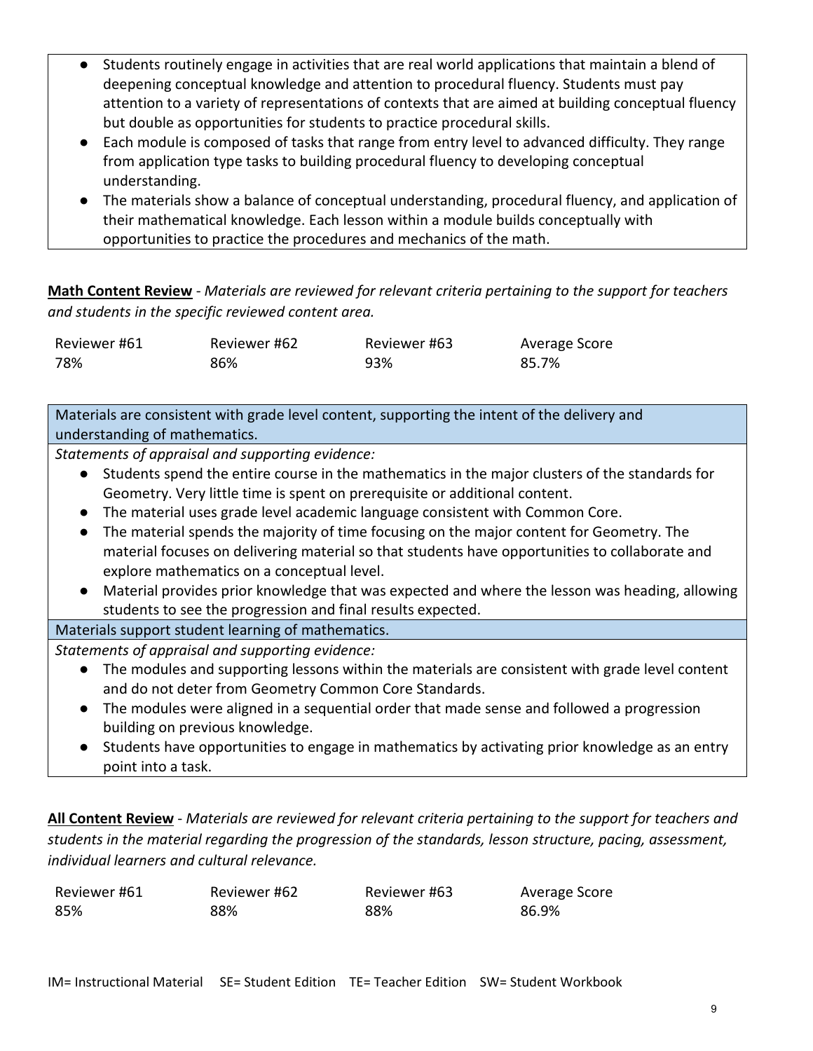- Students routinely engage in activities that are real world applications that maintain a blend of deepening conceptual knowledge and attention to procedural fluency. Students must pay attention to a variety of representations of contexts that are aimed at building conceptual fluency but double as opportunities for students to practice procedural skills.
- Each module is composed of tasks that range from entry level to advanced difficulty. They range from application type tasks to building procedural fluency to developing conceptual understanding.
- The materials show a balance of conceptual understanding, procedural fluency, and application of their mathematical knowledge. Each lesson within a module builds conceptually with opportunities to practice the procedures and mechanics of the math.

**Math Content Review** - *Materials are reviewed for relevant criteria pertaining to the support for teachers and students in the specific reviewed content area.*

| Reviewer #61 | Reviewer #62 | Reviewer #63 | Average Score |
|---|---|---|---|
| 78% | 86% | 93% | 85.7% |

Materials are consistent with grade level content, supporting the intent of the delivery and understanding of mathematics.

*Statements of appraisal and supporting evidence:*

- Students spend the entire course in the mathematics in the major clusters of the standards for Geometry. Very little time is spent on prerequisite or additional content.
- The material uses grade level academic language consistent with Common Core.
- The material spends the majority of time focusing on the major content for Geometry. The material focuses on delivering material so that students have opportunities to collaborate and explore mathematics on a conceptual level.
- Material provides prior knowledge that was expected and where the lesson was heading, allowing students to see the progression and final results expected.

Materials support student learning of mathematics.

*Statements of appraisal and supporting evidence:*

- The modules and supporting lessons within the materials are consistent with grade level content and do not deter from Geometry Common Core Standards.
- The modules were aligned in a sequential order that made sense and followed a progression building on previous knowledge.
- Students have opportunities to engage in mathematics by activating prior knowledge as an entry point into a task.

**All Content Review** - *Materials are reviewed for relevant criteria pertaining to the support for teachers and students in the material regarding the progression of the standards, lesson structure, pacing, assessment, individual learners and cultural relevance.*

| Reviewer #61 | Reviewer #62 | Reviewer #63 | Average Score |
|---|---|---|---|
| 85% | 88% | 88% | 86.9% |

IM= Instructional Material SE= Student Edition TE= Teacher Edition SW= Student Workbook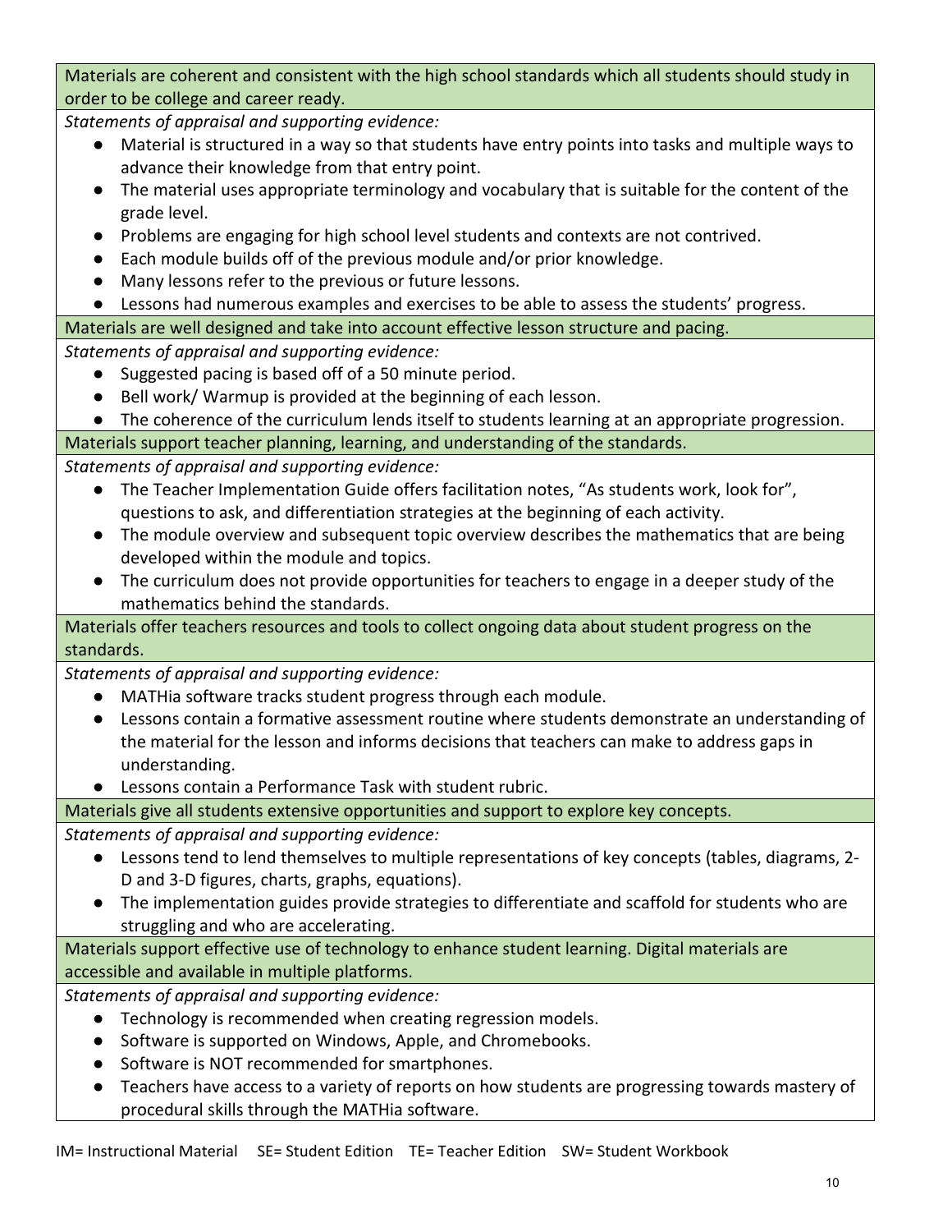**Materials are coherent and consistent with the high school standards which all students should study in order to be college and career ready.**

*Statements of appraisal and supporting evidence:*

- Material is structured in a way so that students have entry points into tasks and multiple ways to advance their knowledge from that entry point.
- The material uses appropriate terminology and vocabulary that is suitable for the content of the grade level.
- Problems are engaging for high school level students and contexts are not contrived.
- Each module builds off of the previous module and/or prior knowledge.
- Many lessons refer to the previous or future lessons.
- Lessons had numerous examples and exercises to be able to assess the students' progress.

**Materials are well designed and take into account effective lesson structure and pacing.**

*Statements of appraisal and supporting evidence:*

- Suggested pacing is based off of a 50 minute period.
- Bell work/ Warmup is provided at the beginning of each lesson.
- The coherence of the curriculum lends itself to students learning at an appropriate progression.

**Materials support teacher planning, learning, and understanding of the standards.**

*Statements of appraisal and supporting evidence:*

- The Teacher Implementation Guide offers facilitation notes, "As students work, look for", questions to ask, and differentiation strategies at the beginning of each activity.
- The module overview and subsequent topic overview describes the mathematics that are being developed within the module and topics.
- The curriculum does not provide opportunities for teachers to engage in a deeper study of the mathematics behind the standards.

**Materials offer teachers resources and tools to collect ongoing data about student progress on the standards.**

*Statements of appraisal and supporting evidence:*

- MATHia software tracks student progress through each module.
- Lessons contain a formative assessment routine where students demonstrate an understanding of the material for the lesson and informs decisions that teachers can make to address gaps in understanding.
- Lessons contain a Performance Task with student rubric.

**Materials give all students extensive opportunities and support to explore key concepts.**

*Statements of appraisal and supporting evidence:*

- Lessons tend to lend themselves to multiple representations of key concepts (tables, diagrams, 2-D and 3-D figures, charts, graphs, equations).
- The implementation guides provide strategies to differentiate and scaffold for students who are struggling and who are accelerating.

**Materials support effective use of technology to enhance student learning. Digital materials are accessible and available in multiple platforms.**

*Statements of appraisal and supporting evidence:*

- Technology is recommended when creating regression models.
- Software is supported on Windows, Apple, and Chromebooks.
- Software is NOT recommended for smartphones.
- Teachers have access to a variety of reports on how students are progressing towards mastery of procedural skills through the MATHia software.

IM= Instructional Material SE= Student Edition TE= Teacher Edition SW= Student Workbook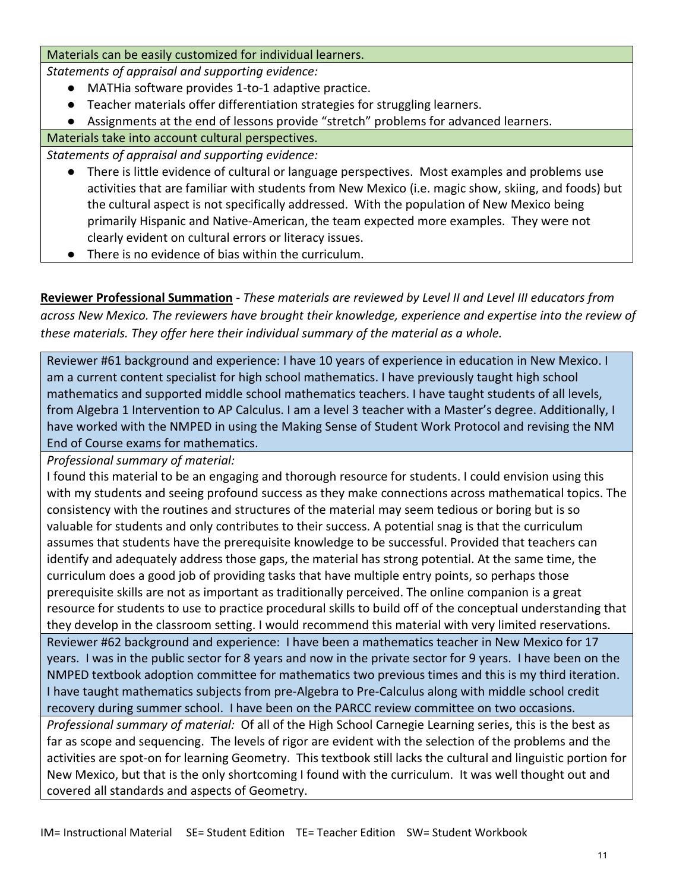**Materials can be easily customized for individual learners.**

*Statements of appraisal and supporting evidence:*

- MATHia software provides 1-to-1 adaptive practice.
- Teacher materials offer differentiation strategies for struggling learners.
- Assignments at the end of lessons provide "stretch" problems for advanced learners.

**Materials take into account cultural perspectives.**

*Statements of appraisal and supporting evidence:*

- There is little evidence of cultural or language perspectives. Most examples and problems use activities that are familiar with students from New Mexico (i.e. magic show, skiing, and foods) but the cultural aspect is not specifically addressed. With the population of New Mexico being primarily Hispanic and Native-American, the team expected more examples. They were not clearly evident on cultural errors or literacy issues.
- There is no evidence of bias within the curriculum.

**Reviewer Professional Summation** - *These materials are reviewed by Level II and Level III educators from across New Mexico. The reviewers have brought their knowledge, experience and expertise into the review of these materials. They offer here their individual summary of the material as a whole.*

Reviewer #61 background and experience: I have 10 years of experience in education in New Mexico. I am a current content specialist for high school mathematics. I have previously taught high school mathematics and supported middle school mathematics teachers. I have taught students of all levels, from Algebra 1 Intervention to AP Calculus. I am a level 3 teacher with a Master's degree. Additionally, I have worked with the NMPED in using the Making Sense of Student Work Protocol and revising the NM End of Course exams for mathematics.

*Professional summary of material:*

I found this material to be an engaging and thorough resource for students. I could envision using this with my students and seeing profound success as they make connections across mathematical topics. The consistency with the routines and structures of the material may seem tedious or boring but is so valuable for students and only contributes to their success. A potential snag is that the curriculum assumes that students have the prerequisite knowledge to be successful. Provided that teachers can identify and adequately address those gaps, the material has strong potential. At the same time, the curriculum does a good job of providing tasks that have multiple entry points, so perhaps those prerequisite skills are not as important as traditionally perceived. The online companion is a great resource for students to use to practice procedural skills to build off of the conceptual understanding that they develop in the classroom setting. I would recommend this material with very limited reservations.

Reviewer #62 background and experience: I have been a mathematics teacher in New Mexico for 17 years. I was in the public sector for 8 years and now in the private sector for 9 years. I have been on the NMPED textbook adoption committee for mathematics two previous times and this is my third iteration. I have taught mathematics subjects from pre-Algebra to Pre-Calculus along with middle school credit recovery during summer school. I have been on the PARCC review committee on two occasions.

*Professional summary of material:* Of all of the High School Carnegie Learning series, this is the best as far as scope and sequencing. The levels of rigor are evident with the selection of the problems and the activities are spot-on for learning Geometry. This textbook still lacks the cultural and linguistic portion for New Mexico, but that is the only shortcoming I found with the curriculum. It was well thought out and covered all standards and aspects of Geometry.

IM= Instructional Material SE= Student Edition TE= Teacher Edition SW= Student Workbook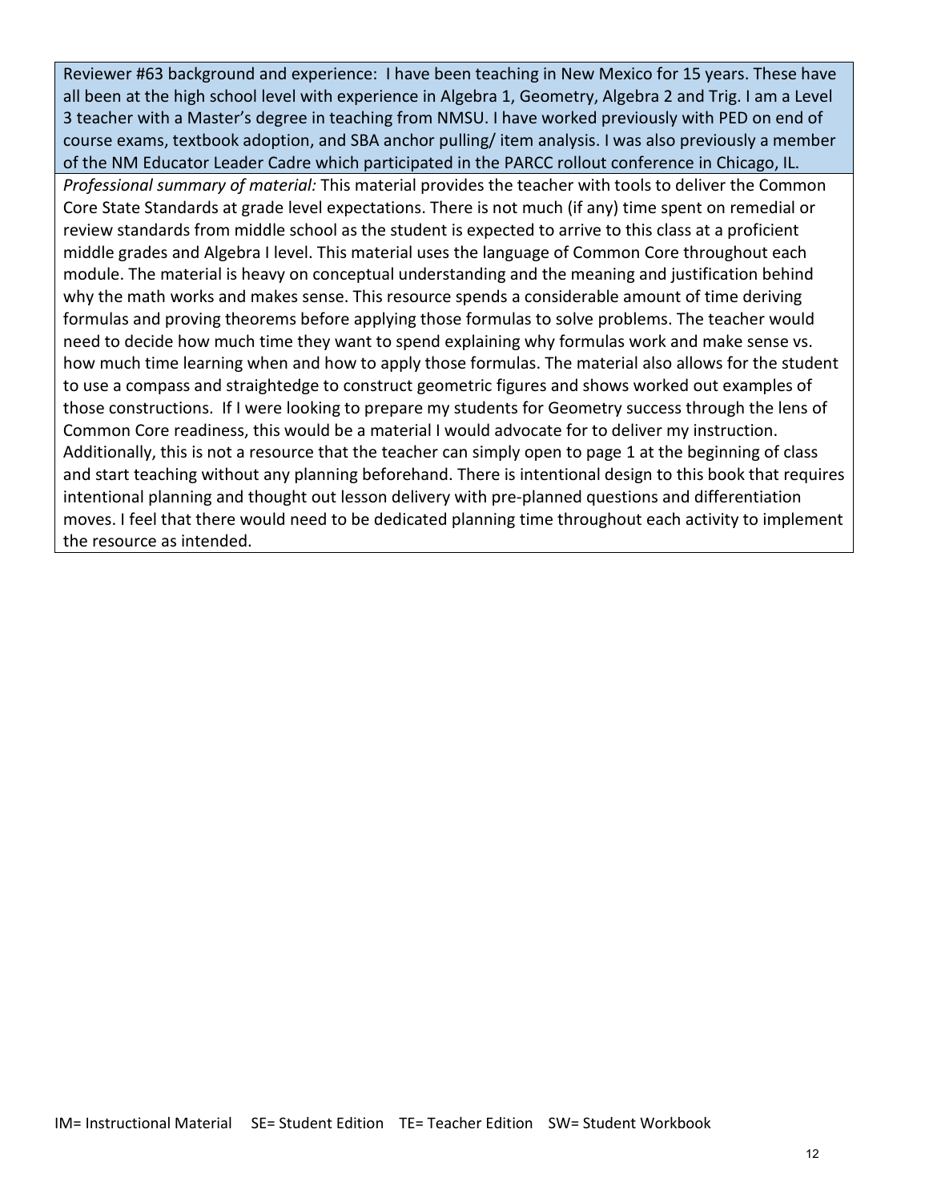| Reviewer #63 background and experience: I have been teaching in New Mexico for 15 years. These have all been at the high school level with experience in Algebra 1, Geometry, Algebra 2 and Trig. I am a Level 3 teacher with a Master's degree in teaching from NMSU. I have worked previously with PED on end of course exams, textbook adoption, and SBA anchor pulling/ item analysis. I was also previously a member of the NM Educator Leader Cadre which participated in the PARCC rollout conference in Chicago, IL. |
|---|
| *Professional summary of material:* This material provides the teacher with tools to deliver the Common Core State Standards at grade level expectations. There is not much (if any) time spent on remedial or review standards from middle school as the student is expected to arrive to this class at a proficient middle grades and Algebra I level. This material uses the language of Common Core throughout each module. The material is heavy on conceptual understanding and the meaning and justification behind why the math works and makes sense. This resource spends a considerable amount of time deriving formulas and proving theorems before applying those formulas to solve problems. The teacher would need to decide how much time they want to spend explaining why formulas work and make sense vs. how much time learning when and how to apply those formulas. The material also allows for the student to use a compass and straightedge to construct geometric figures and shows worked out examples of those constructions. If I were looking to prepare my students for Geometry success through the lens of Common Core readiness, this would be a material I would advocate for to deliver my instruction. Additionally, this is not a resource that the teacher can simply open to page 1 at the beginning of class and start teaching without any planning beforehand. There is intentional design to this book that requires intentional planning and thought out lesson delivery with pre-planned questions and differentiation moves. I feel that there would need to be dedicated planning time throughout each activity to implement the resource as intended. |

IM= Instructional Material SE= Student Edition TE= Teacher Edition SW= Student Workbook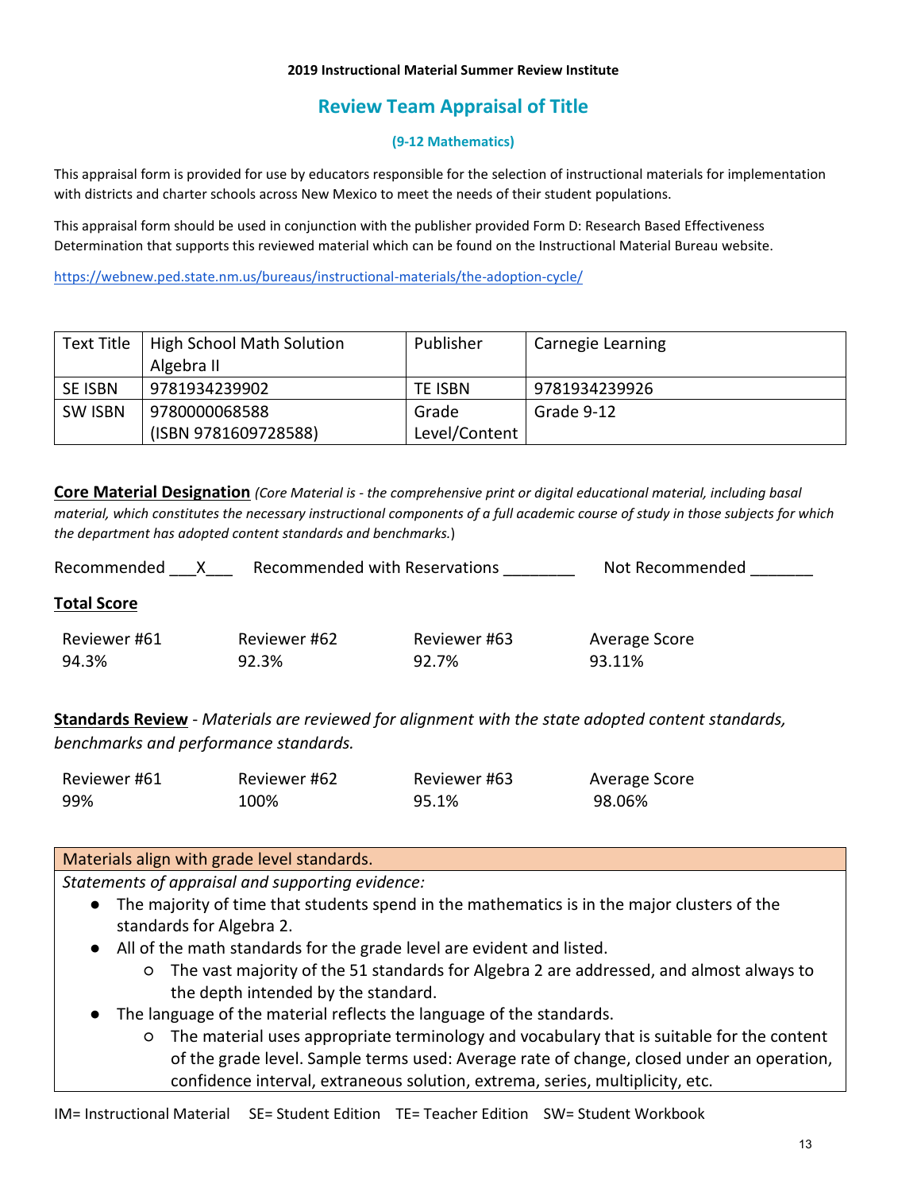**2019 Instructional Material Summer Review Institute**

## Review Team Appraisal of Title

**(9-12 Mathematics)**

This appraisal form is provided for use by educators responsible for the selection of instructional materials for implementation with districts and charter schools across New Mexico to meet the needs of their student populations.

This appraisal form should be used in conjunction with the publisher provided Form D: Research Based Effectiveness Determination that supports this reviewed material which can be found on the Instructional Material Bureau website.

https://webnew.ped.state.nm.us/bureaus/instructional-materials/the-adoption-cycle/

| Text Title | High School Math Solution Algebra II | Publisher | Carnegie Learning |
|---|---|---|---|
| SE ISBN | 9781934239902 | TE ISBN | 9781934239926 |
| SW ISBN | 9780000068588 (ISBN 9781609728588) | Grade Level/Content | Grade 9-12 |

**Core Material Designation** *(Core Material is - the comprehensive print or digital educational material, including basal material, which constitutes the necessary instructional components of a full academic course of study in those subjects for which the department has adopted content standards and benchmarks.*)

Recommended \_\_\_X\_\_\_ Recommended with Reservations \_\_\_\_\_\_\_\_ Not Recommended \_\_\_\_\_\_\_

**Total Score**

| Reviewer #61 | Reviewer #62 | Reviewer #63 | Average Score |
|---|---|---|---|
| 94.3% | 92.3% | 92.7% | 93.11% |

**Standards Review** - *Materials are reviewed for alignment with the state adopted content standards, benchmarks and performance standards.*

| Reviewer #61 | Reviewer #62 | Reviewer #63 | Average Score |
|---|---|---|---|
| 99% | 100% | 95.1% | 98.06% |

| Materials align with grade level standards. |
|---|
| *Statements of appraisal and supporting evidence:*<br>● The majority of time that students spend in the mathematics is in the major clusters of the standards for Algebra 2.<br>● All of the math standards for the grade level are evident and listed.<br>&nbsp;&nbsp;&nbsp;&nbsp;○ The vast majority of the 51 standards for Algebra 2 are addressed, and almost always to the depth intended by the standard.<br>● The language of the material reflects the language of the standards.<br>&nbsp;&nbsp;&nbsp;&nbsp;○ The material uses appropriate terminology and vocabulary that is suitable for the content of the grade level. Sample terms used: Average rate of change, closed under an operation, confidence interval, extraneous solution, extrema, series, multiplicity, etc. |

IM= Instructional Material SE= Student Edition TE= Teacher Edition SW= Student Workbook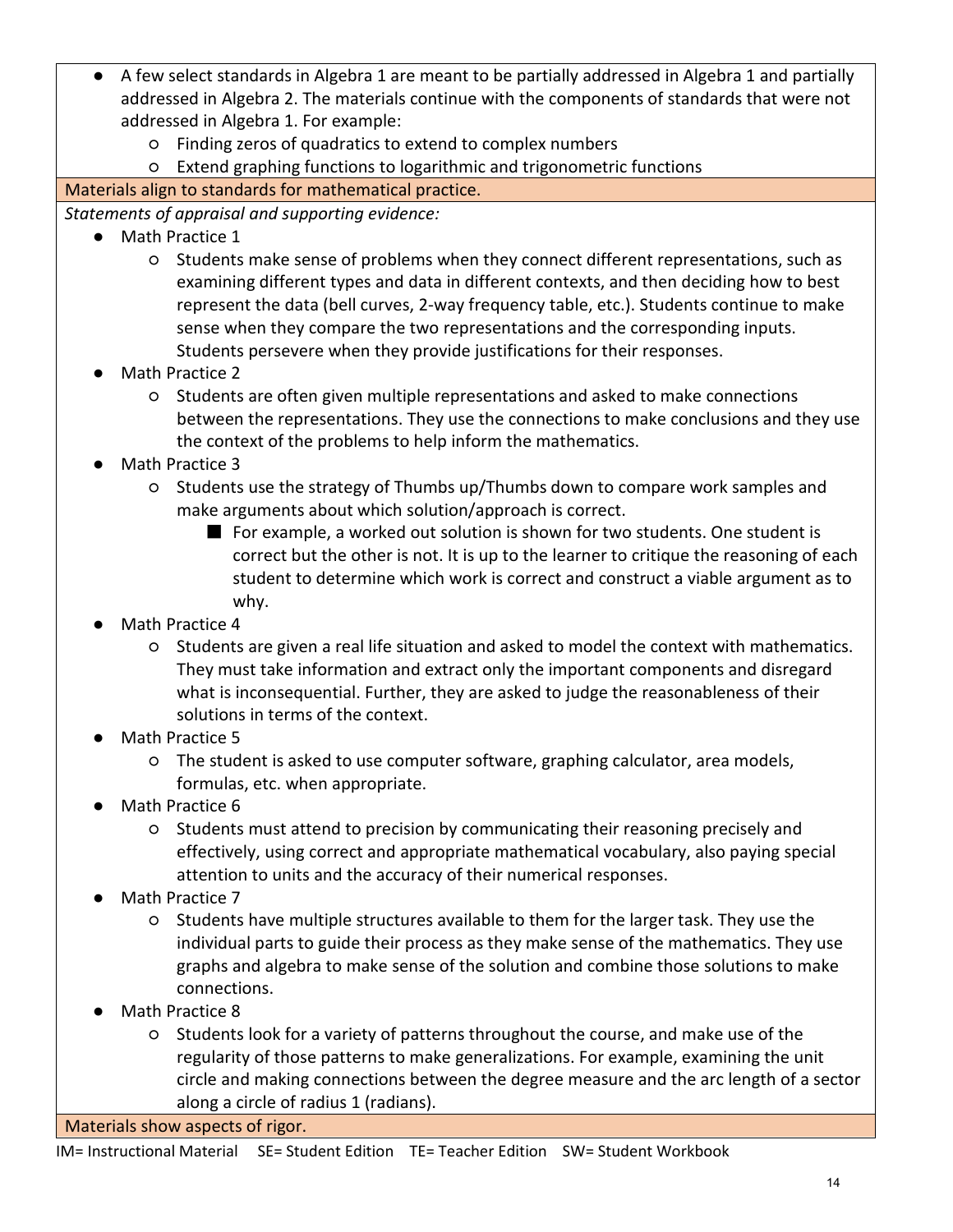- A few select standards in Algebra 1 are meant to be partially addressed in Algebra 1 and partially addressed in Algebra 2. The materials continue with the components of standards that were not addressed in Algebra 1. For example:
  - Finding zeros of quadratics to extend to complex numbers
  - Extend graphing functions to logarithmic and trigonometric functions

**Materials align to standards for mathematical practice.**

*Statements of appraisal and supporting evidence:*

- Math Practice 1
  - Students make sense of problems when they connect different representations, such as examining different types and data in different contexts, and then deciding how to best represent the data (bell curves, 2-way frequency table, etc.). Students continue to make sense when they compare the two representations and the corresponding inputs. Students persevere when they provide justifications for their responses.
- Math Practice 2
  - Students are often given multiple representations and asked to make connections between the representations. They use the connections to make conclusions and they use the context of the problems to help inform the mathematics.
- Math Practice 3
  - Students use the strategy of Thumbs up/Thumbs down to compare work samples and make arguments about which solution/approach is correct.
    - For example, a worked out solution is shown for two students. One student is correct but the other is not. It is up to the learner to critique the reasoning of each student to determine which work is correct and construct a viable argument as to why.
- Math Practice 4
  - Students are given a real life situation and asked to model the context with mathematics. They must take information and extract only the important components and disregard what is inconsequential. Further, they are asked to judge the reasonableness of their solutions in terms of the context.
- Math Practice 5
  - The student is asked to use computer software, graphing calculator, area models, formulas, etc. when appropriate.
- Math Practice 6
  - Students must attend to precision by communicating their reasoning precisely and effectively, using correct and appropriate mathematical vocabulary, also paying special attention to units and the accuracy of their numerical responses.
- Math Practice 7
  - Students have multiple structures available to them for the larger task. They use the individual parts to guide their process as they make sense of the mathematics. They use graphs and algebra to make sense of the solution and combine those solutions to make connections.
- Math Practice 8
  - Students look for a variety of patterns throughout the course, and make use of the regularity of those patterns to make generalizations. For example, examining the unit circle and making connections between the degree measure and the arc length of a sector along a circle of radius 1 (radians).

**Materials show aspects of rigor.**

IM= Instructional Material SE= Student Edition TE= Teacher Edition SW= Student Workbook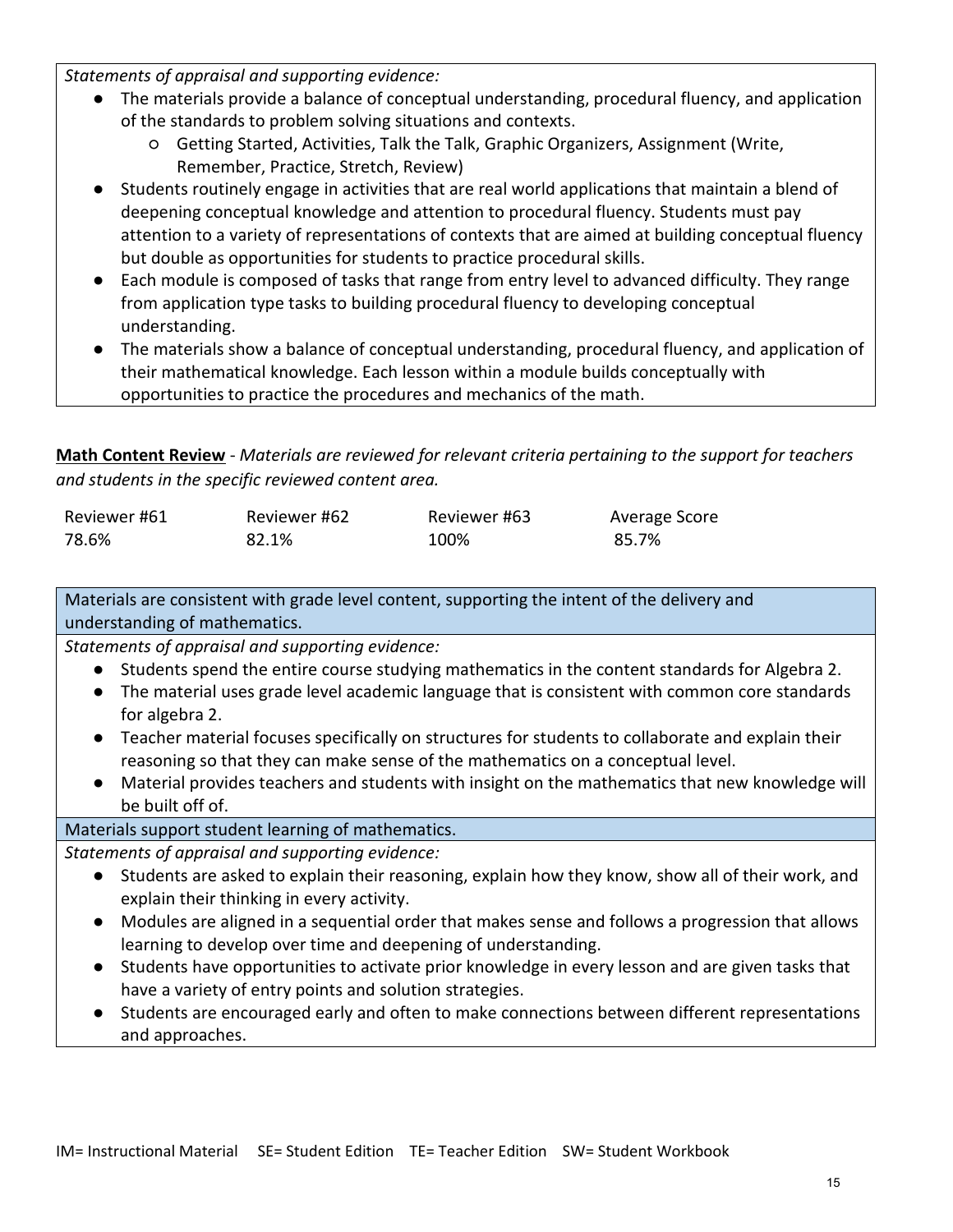*Statements of appraisal and supporting evidence:*

- The materials provide a balance of conceptual understanding, procedural fluency, and application of the standards to problem solving situations and contexts.
    - Getting Started, Activities, Talk the Talk, Graphic Organizers, Assignment (Write, Remember, Practice, Stretch, Review)
- Students routinely engage in activities that are real world applications that maintain a blend of deepening conceptual knowledge and attention to procedural fluency. Students must pay attention to a variety of representations of contexts that are aimed at building conceptual fluency but double as opportunities for students to practice procedural skills.
- Each module is composed of tasks that range from entry level to advanced difficulty. They range from application type tasks to building procedural fluency to developing conceptual understanding.
- The materials show a balance of conceptual understanding, procedural fluency, and application of their mathematical knowledge. Each lesson within a module builds conceptually with opportunities to practice the procedures and mechanics of the math.

**Math Content Review** - *Materials are reviewed for relevant criteria pertaining to the support for teachers and students in the specific reviewed content area.*

| Reviewer #61 | Reviewer #62 | Reviewer #63 | Average Score |
|---|---|---|---|
| 78.6% | 82.1% | 100% | 85.7% |

Materials are consistent with grade level content, supporting the intent of the delivery and understanding of mathematics.

*Statements of appraisal and supporting evidence:*

- Students spend the entire course studying mathematics in the content standards for Algebra 2.
- The material uses grade level academic language that is consistent with common core standards for algebra 2.
- Teacher material focuses specifically on structures for students to collaborate and explain their reasoning so that they can make sense of the mathematics on a conceptual level.
- Material provides teachers and students with insight on the mathematics that new knowledge will be built off of.

Materials support student learning of mathematics.

*Statements of appraisal and supporting evidence:*

- Students are asked to explain their reasoning, explain how they know, show all of their work, and explain their thinking in every activity.
- Modules are aligned in a sequential order that makes sense and follows a progression that allows learning to develop over time and deepening of understanding.
- Students have opportunities to activate prior knowledge in every lesson and are given tasks that have a variety of entry points and solution strategies.
- Students are encouraged early and often to make connections between different representations and approaches.

IM= Instructional Material SE= Student Edition TE= Teacher Edition SW= Student Workbook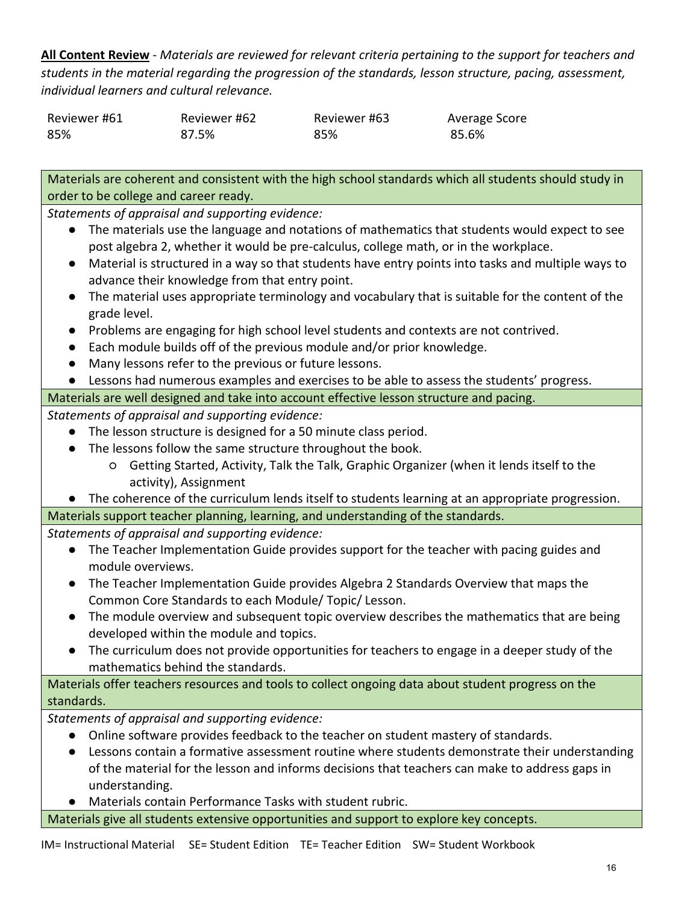**All Content Review** - *Materials are reviewed for relevant criteria pertaining to the support for teachers and students in the material regarding the progression of the standards, lesson structure, pacing, assessment, individual learners and cultural relevance.*

| Reviewer #61 | Reviewer #62 | Reviewer #63 | Average Score |
|---|---|---|---|
| 85% | 87.5% | 85% | 85.6% |

**Materials are coherent and consistent with the high school standards which all students should study in order to be college and career ready.**

*Statements of appraisal and supporting evidence:*

- The materials use the language and notations of mathematics that students would expect to see post algebra 2, whether it would be pre-calculus, college math, or in the workplace.
- Material is structured in a way so that students have entry points into tasks and multiple ways to advance their knowledge from that entry point.
- The material uses appropriate terminology and vocabulary that is suitable for the content of the grade level.
- Problems are engaging for high school level students and contexts are not contrived.
- Each module builds off of the previous module and/or prior knowledge.
- Many lessons refer to the previous or future lessons.
- Lessons had numerous examples and exercises to be able to assess the students' progress.

**Materials are well designed and take into account effective lesson structure and pacing.**

*Statements of appraisal and supporting evidence:*

- The lesson structure is designed for a 50 minute class period.
- The lessons follow the same structure throughout the book.
  - Getting Started, Activity, Talk the Talk, Graphic Organizer (when it lends itself to the activity), Assignment
- The coherence of the curriculum lends itself to students learning at an appropriate progression.

**Materials support teacher planning, learning, and understanding of the standards.**

*Statements of appraisal and supporting evidence:*

- The Teacher Implementation Guide provides support for the teacher with pacing guides and module overviews.
- The Teacher Implementation Guide provides Algebra 2 Standards Overview that maps the Common Core Standards to each Module/ Topic/ Lesson.
- The module overview and subsequent topic overview describes the mathematics that are being developed within the module and topics.
- The curriculum does not provide opportunities for teachers to engage in a deeper study of the mathematics behind the standards.

**Materials offer teachers resources and tools to collect ongoing data about student progress on the standards.**

*Statements of appraisal and supporting evidence:*

- Online software provides feedback to the teacher on student mastery of standards.
- Lessons contain a formative assessment routine where students demonstrate their understanding of the material for the lesson and informs decisions that teachers can make to address gaps in understanding.
- Materials contain Performance Tasks with student rubric.

**Materials give all students extensive opportunities and support to explore key concepts.**

IM= Instructional Material SE= Student Edition TE= Teacher Edition SW= Student Workbook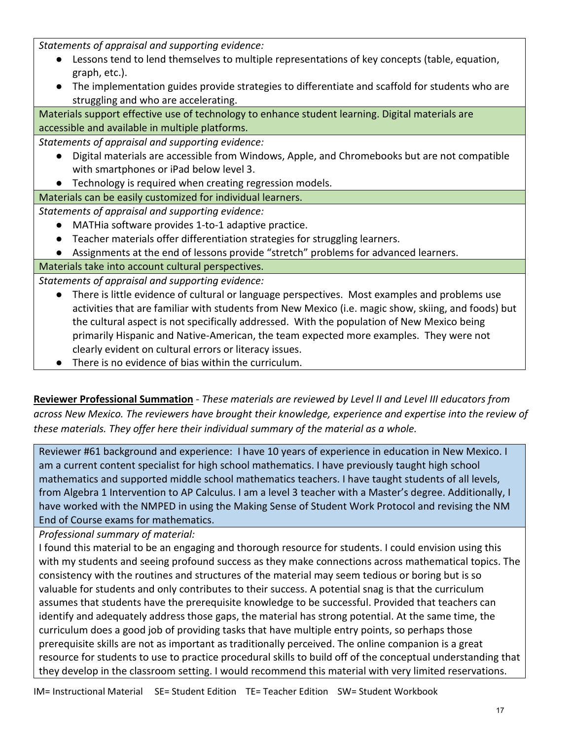*Statements of appraisal and supporting evidence:*

- Lessons tend to lend themselves to multiple representations of key concepts (table, equation, graph, etc.).
- The implementation guides provide strategies to differentiate and scaffold for students who are struggling and who are accelerating.

Materials support effective use of technology to enhance student learning. Digital materials are accessible and available in multiple platforms.

*Statements of appraisal and supporting evidence:*

- Digital materials are accessible from Windows, Apple, and Chromebooks but are not compatible with smartphones or iPad below level 3.
- Technology is required when creating regression models.

Materials can be easily customized for individual learners.

*Statements of appraisal and supporting evidence:*

- MATHia software provides 1-to-1 adaptive practice.
- Teacher materials offer differentiation strategies for struggling learners.
- Assignments at the end of lessons provide “stretch” problems for advanced learners.

Materials take into account cultural perspectives.

*Statements of appraisal and supporting evidence:*

- There is little evidence of cultural or language perspectives. Most examples and problems use activities that are familiar with students from New Mexico (i.e. magic show, skiing, and foods) but the cultural aspect is not specifically addressed. With the population of New Mexico being primarily Hispanic and Native-American, the team expected more examples. They were not clearly evident on cultural errors or literacy issues.
- There is no evidence of bias within the curriculum.

**Reviewer Professional Summation** - *These materials are reviewed by Level II and Level III educators from across New Mexico. The reviewers have brought their knowledge, experience and expertise into the review of these materials. They offer here their individual summary of the material as a whole.*

Reviewer #61 background and experience: I have 10 years of experience in education in New Mexico. I am a current content specialist for high school mathematics. I have previously taught high school mathematics and supported middle school mathematics teachers. I have taught students of all levels, from Algebra 1 Intervention to AP Calculus. I am a level 3 teacher with a Master’s degree. Additionally, I have worked with the NMPED in using the Making Sense of Student Work Protocol and revising the NM End of Course exams for mathematics.

*Professional summary of material:*

I found this material to be an engaging and thorough resource for students. I could envision using this with my students and seeing profound success as they make connections across mathematical topics. The consistency with the routines and structures of the material may seem tedious or boring but is so valuable for students and only contributes to their success. A potential snag is that the curriculum assumes that students have the prerequisite knowledge to be successful. Provided that teachers can identify and adequately address those gaps, the material has strong potential. At the same time, the curriculum does a good job of providing tasks that have multiple entry points, so perhaps those prerequisite skills are not as important as traditionally perceived. The online companion is a great resource for students to use to practice procedural skills to build off of the conceptual understanding that they develop in the classroom setting. I would recommend this material with very limited reservations.

IM= Instructional Material SE= Student Edition TE= Teacher Edition SW= Student Workbook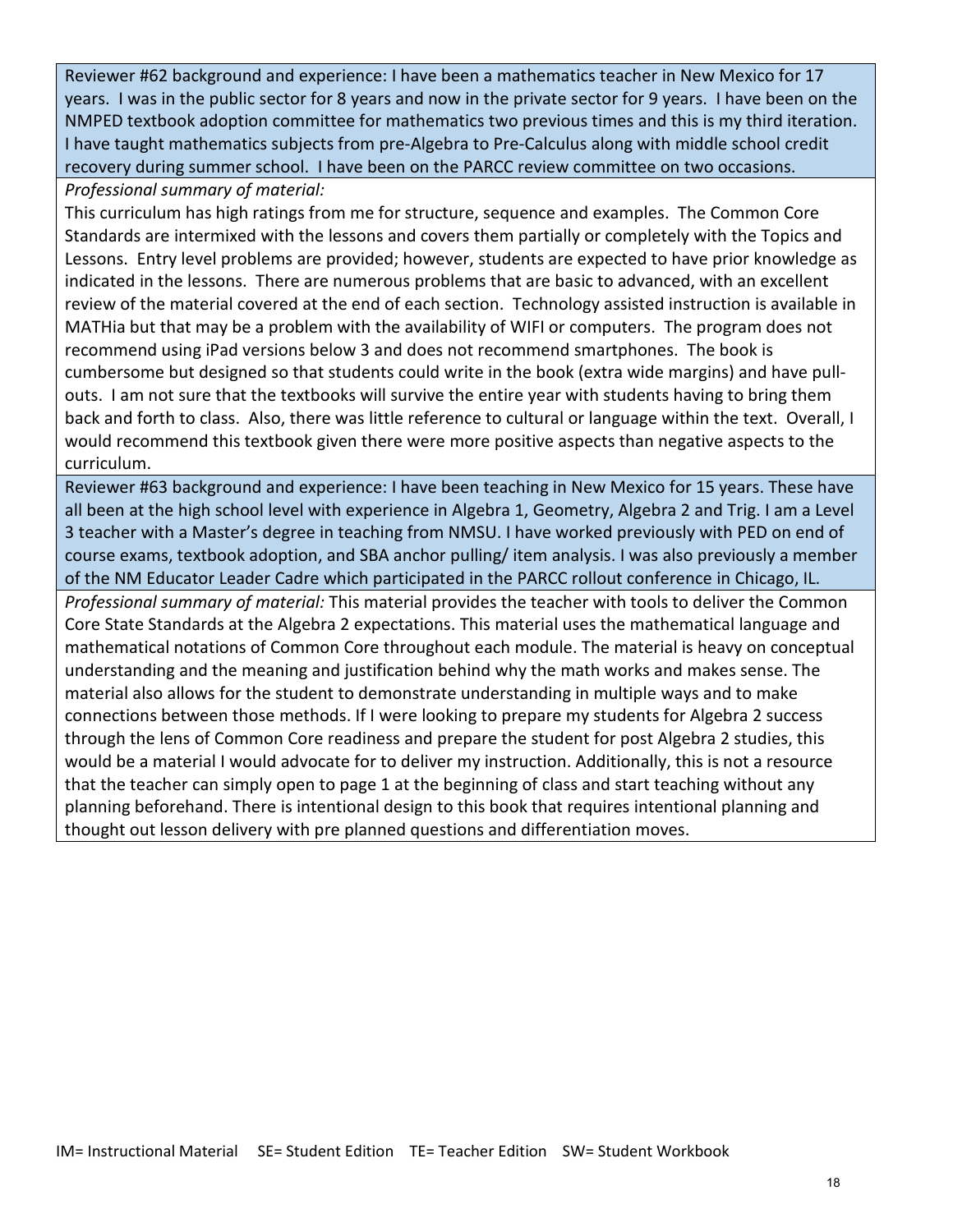Reviewer #62 background and experience: I have been a mathematics teacher in New Mexico for 17 years. I was in the public sector for 8 years and now in the private sector for 9 years. I have been on the NMPED textbook adoption committee for mathematics two previous times and this is my third iteration. I have taught mathematics subjects from pre-Algebra to Pre-Calculus along with middle school credit recovery during summer school. I have been on the PARCC review committee on two occasions.

*Professional summary of material:*

This curriculum has high ratings from me for structure, sequence and examples. The Common Core Standards are intermixed with the lessons and covers them partially or completely with the Topics and Lessons. Entry level problems are provided; however, students are expected to have prior knowledge as indicated in the lessons. There are numerous problems that are basic to advanced, with an excellent review of the material covered at the end of each section. Technology assisted instruction is available in MATHia but that may be a problem with the availability of WIFI or computers. The program does not recommend using iPad versions below 3 and does not recommend smartphones. The book is cumbersome but designed so that students could write in the book (extra wide margins) and have pull-outs. I am not sure that the textbooks will survive the entire year with students having to bring them back and forth to class. Also, there was little reference to cultural or language within the text. Overall, I would recommend this textbook given there were more positive aspects than negative aspects to the curriculum.

Reviewer #63 background and experience: I have been teaching in New Mexico for 15 years. These have all been at the high school level with experience in Algebra 1, Geometry, Algebra 2 and Trig. I am a Level 3 teacher with a Master's degree in teaching from NMSU. I have worked previously with PED on end of course exams, textbook adoption, and SBA anchor pulling/ item analysis. I was also previously a member of the NM Educator Leader Cadre which participated in the PARCC rollout conference in Chicago, IL.

*Professional summary of material:* This material provides the teacher with tools to deliver the Common Core State Standards at the Algebra 2 expectations. This material uses the mathematical language and mathematical notations of Common Core throughout each module. The material is heavy on conceptual understanding and the meaning and justification behind why the math works and makes sense. The material also allows for the student to demonstrate understanding in multiple ways and to make connections between those methods. If I were looking to prepare my students for Algebra 2 success through the lens of Common Core readiness and prepare the student for post Algebra 2 studies, this would be a material I would advocate for to deliver my instruction. Additionally, this is not a resource that the teacher can simply open to page 1 at the beginning of class and start teaching without any planning beforehand. There is intentional design to this book that requires intentional planning and thought out lesson delivery with pre planned questions and differentiation moves.

IM= Instructional Material SE= Student Edition TE= Teacher Edition SW= Student Workbook